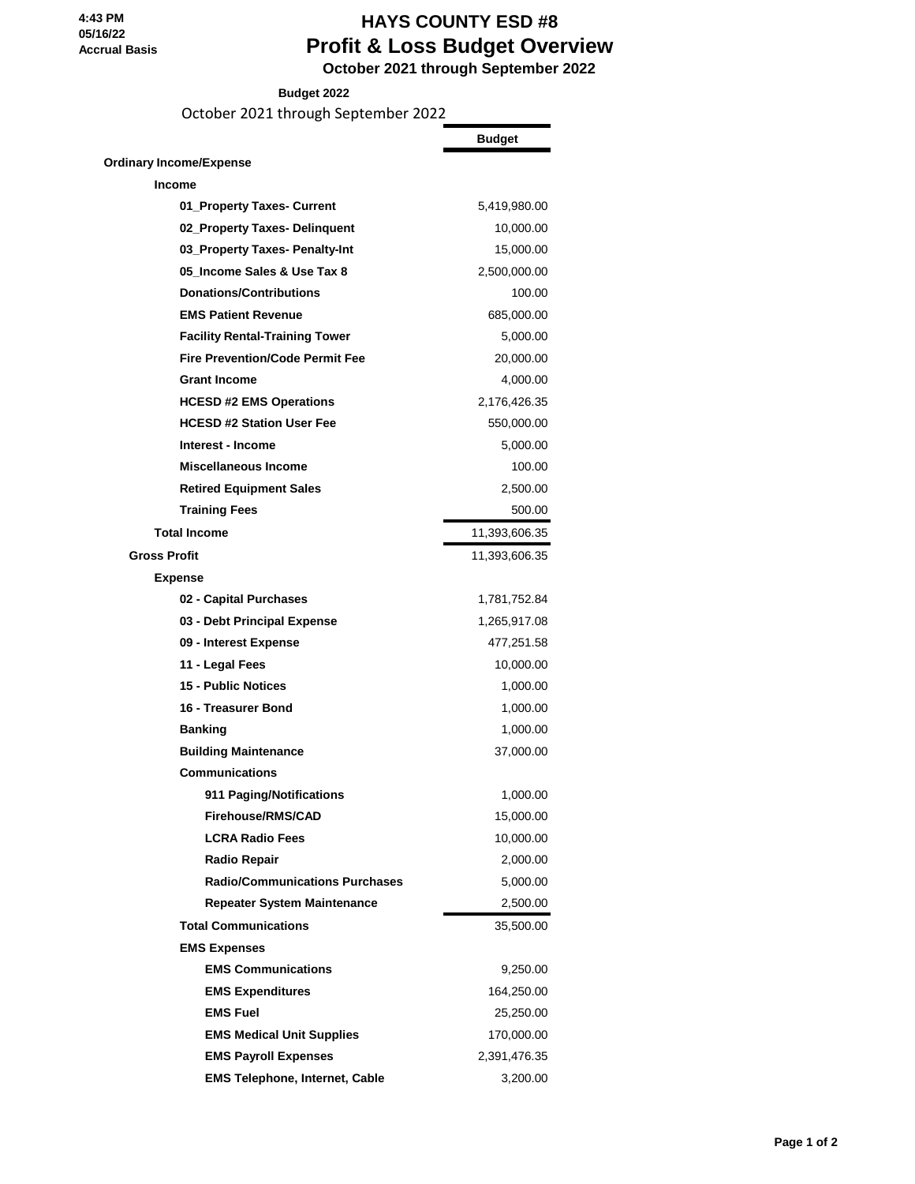4:43 PM
05/16/22
Accrual Basis

# HAYS COUNTY ESD #8

## Profit & Loss Budget Overview

### October 2021 through September 2022

**Budget 2022**

October 2021 through September 2022

| | Budget |
|---|---|
| **Ordinary Income/Expense** | |
| **Income** | |
| 01_Property Taxes- Current | 5,419,980.00 |
| 02_Property Taxes- Delinquent | 10,000.00 |
| 03_Property Taxes- Penalty-Int | 15,000.00 |
| 05_Income Sales & Use Tax 8 | 2,500,000.00 |
| Donations/Contributions | 100.00 |
| EMS Patient Revenue | 685,000.00 |
| Facility Rental-Training Tower | 5,000.00 |
| Fire Prevention/Code Permit Fee | 20,000.00 |
| Grant Income | 4,000.00 |
| HCESD #2 EMS Operations | 2,176,426.35 |
| HCESD #2 Station User Fee | 550,000.00 |
| Interest - Income | 5,000.00 |
| Miscellaneous Income | 100.00 |
| Retired Equipment Sales | 2,500.00 |
| Training Fees | 500.00 |
| **Total Income** | 11,393,606.35 |
| **Gross Profit** | 11,393,606.35 |
| **Expense** | |
| 02 - Capital Purchases | 1,781,752.84 |
| 03 - Debt Principal Expense | 1,265,917.08 |
| 09 - Interest Expense | 477,251.58 |
| 11 - Legal Fees | 10,000.00 |
| 15 - Public Notices | 1,000.00 |
| 16 - Treasurer Bond | 1,000.00 |
| Banking | 1,000.00 |
| Building Maintenance | 37,000.00 |
| **Communications** | |
| 911 Paging/Notifications | 1,000.00 |
| Firehouse/RMS/CAD | 15,000.00 |
| LCRA Radio Fees | 10,000.00 |
| Radio Repair | 2,000.00 |
| Radio/Communications Purchases | 5,000.00 |
| Repeater System Maintenance | 2,500.00 |
| **Total Communications** | 35,500.00 |
| **EMS Expenses** | |
| EMS Communications | 9,250.00 |
| EMS Expenditures | 164,250.00 |
| EMS Fuel | 25,250.00 |
| EMS Medical Unit Supplies | 170,000.00 |
| EMS Payroll Expenses | 2,391,476.35 |
| EMS Telephone, Internet, Cable | 3,200.00 |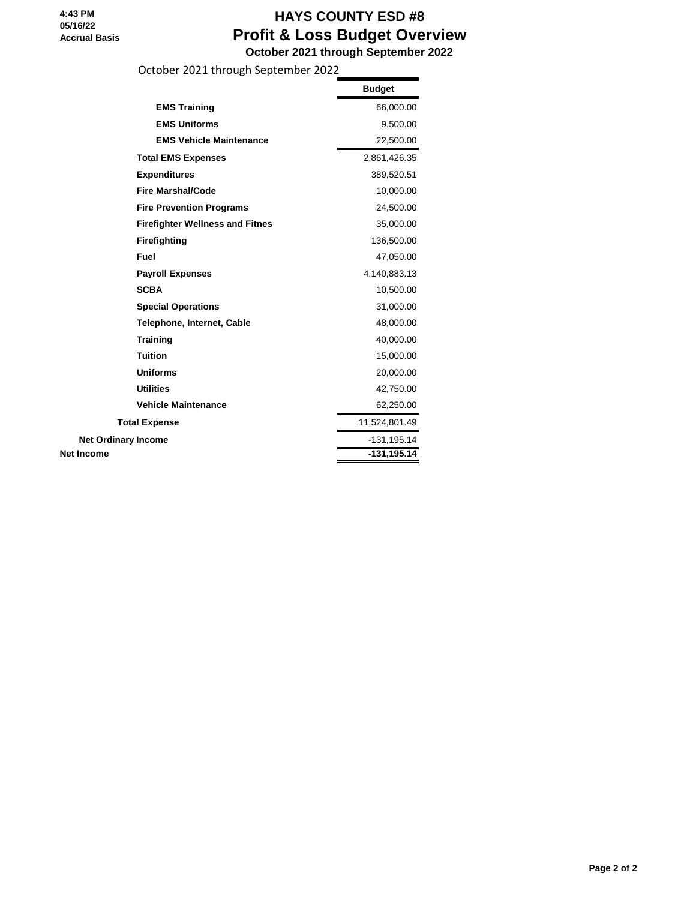4:43 PM
05/16/22
Accrual Basis

# HAYS COUNTY ESD #8
## Profit & Loss Budget Overview
### October 2021 through September 2022

October 2021 through September 2022

| | Budget |
|---|---|
| **EMS Training** | 66,000.00 |
| **EMS Uniforms** | 9,500.00 |
| **EMS Vehicle Maintenance** | 22,500.00 |
| **Total EMS Expenses** | 2,861,426.35 |
| **Expenditures** | 389,520.51 |
| **Fire Marshal/Code** | 10,000.00 |
| **Fire Prevention Programs** | 24,500.00 |
| **Firefighter Wellness and Fitnes** | 35,000.00 |
| **Firefighting** | 136,500.00 |
| **Fuel** | 47,050.00 |
| **Payroll Expenses** | 4,140,883.13 |
| **SCBA** | 10,500.00 |
| **Special Operations** | 31,000.00 |
| **Telephone, Internet, Cable** | 48,000.00 |
| **Training** | 40,000.00 |
| **Tuition** | 15,000.00 |
| **Uniforms** | 20,000.00 |
| **Utilities** | 42,750.00 |
| **Vehicle Maintenance** | 62,250.00 |
| **Total Expense** | 11,524,801.49 |
| **Net Ordinary Income** | -131,195.14 |
| **Net Income** | **-131,195.14** |